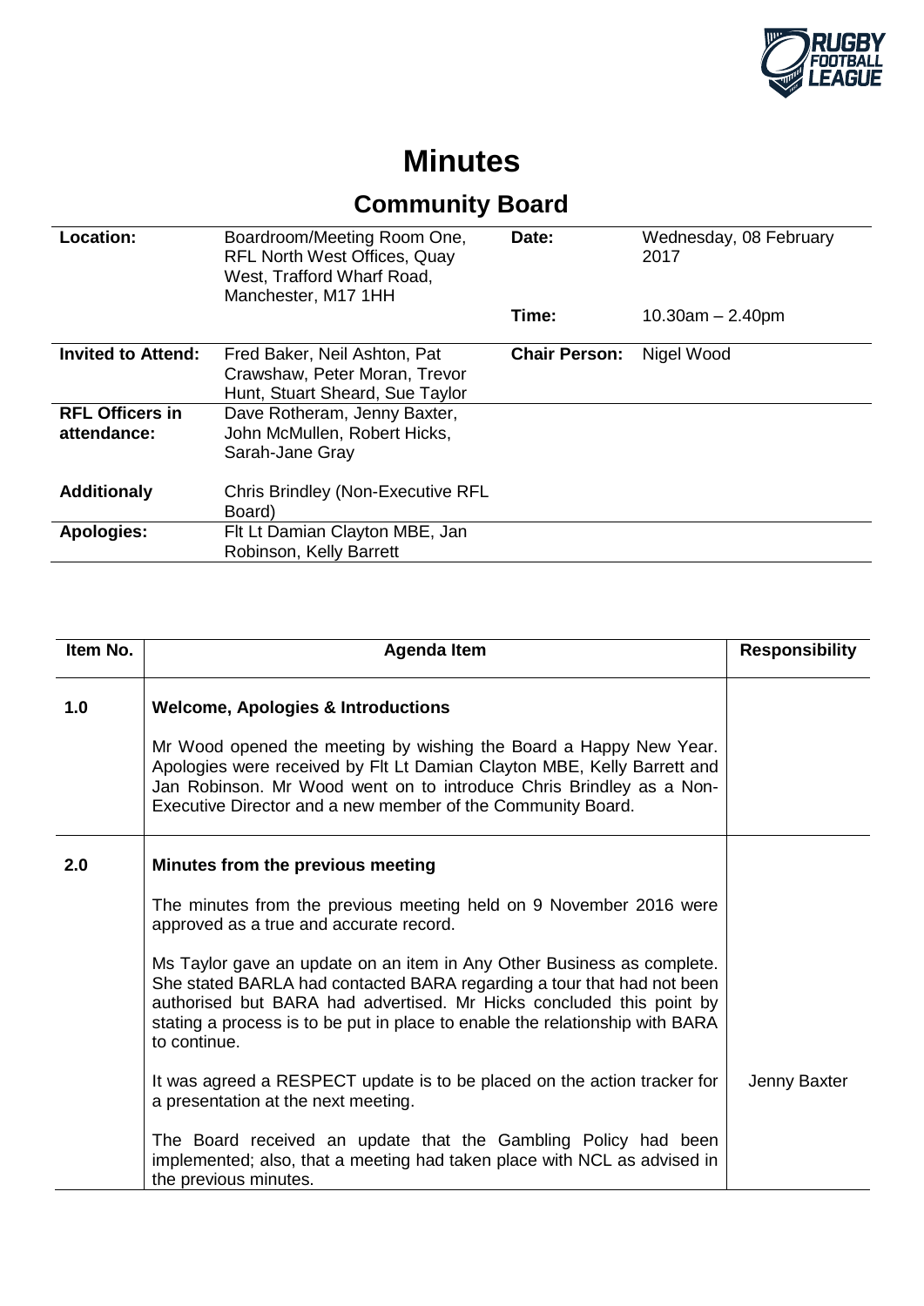# Minutes

## Community Board

| | | | |
|---|---|---|---|
| **Location:** | Boardroom/Meeting Room One, RFL North West Offices, Quay West, Trafford Wharf Road, Manchester, M17 1HH | **Date:** | Wednesday, 08 February 2017 |
| | | **Time:** | 10.30am – 2.40pm |
| **Invited to Attend:** | Fred Baker, Neil Ashton, Pat Crawshaw, Peter Moran, Trevor Hunt, Stuart Sheard, Sue Taylor | **Chair Person:** | Nigel Wood |
| **RFL Officers in attendance:** | Dave Rotheram, Jenny Baxter, John McMullen, Robert Hicks, Sarah-Jane Gray | | |
| **Additionaly** | Chris Brindley (Non-Executive RFL Board) | | |
| **Apologies:** | Flt Lt Damian Clayton MBE, Jan Robinson, Kelly Barrett | | |

| Item No. | Agenda Item | Responsibility |
|---|---|---|
| 1.0 | **Welcome, Apologies & Introductions**<br><br>Mr Wood opened the meeting by wishing the Board a Happy New Year. Apologies were received by Flt Lt Damian Clayton MBE, Kelly Barrett and Jan Robinson. Mr Wood went on to introduce Chris Brindley as a Non-Executive Director and a new member of the Community Board. | |
| 2.0 | **Minutes from the previous meeting**<br><br>The minutes from the previous meeting held on 9 November 2016 were approved as a true and accurate record.<br><br>Ms Taylor gave an update on an item in Any Other Business as complete. She stated BARLA had contacted BARA regarding a tour that had not been authorised but BARA had advertised. Mr Hicks concluded this point by stating a process is to be put in place to enable the relationship with BARA to continue. | |
| | It was agreed a RESPECT update is to be placed on the action tracker for a presentation at the next meeting. | Jenny Baxter |
| | The Board received an update that the Gambling Policy had been implemented; also, that a meeting had taken place with NCL as advised in the previous minutes. | |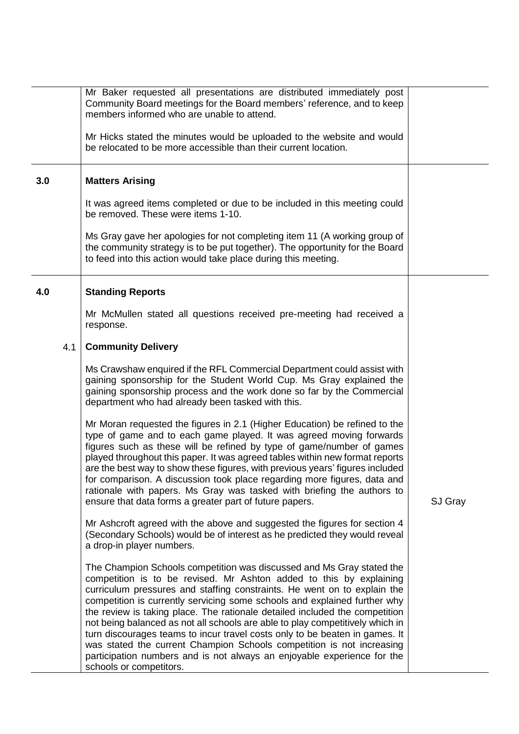| | | |
|---|---|---|
| | Mr Baker requested all presentations are distributed immediately post Community Board meetings for the Board members' reference, and to keep members informed who are unable to attend.<br><br>Mr Hicks stated the minutes would be uploaded to the website and would be relocated to be more accessible than their current location. | |
| **3.0** | **Matters Arising**<br><br>It was agreed items completed or due to be included in this meeting could be removed. These were items 1-10.<br><br>Ms Gray gave her apologies for not completing item 11 (A working group of the community strategy is to be put together). The opportunity for the Board to feed into this action would take place during this meeting. | |
| **4.0** | **Standing Reports**<br><br>Mr McMullen stated all questions received pre-meeting had received a response. | |
| 4.1 | **Community Delivery**<br><br>Ms Crawshaw enquired if the RFL Commercial Department could assist with gaining sponsorship for the Student World Cup. Ms Gray explained the gaining sponsorship process and the work done so far by the Commercial department who had already been tasked with this.<br><br>Mr Moran requested the figures in 2.1 (Higher Education) be refined to the type of game and to each game played. It was agreed moving forwards figures such as these will be refined by type of game/number of games played throughout this paper. It was agreed tables within new format reports are the best way to show these figures, with previous years' figures included for comparison. A discussion took place regarding more figures, data and rationale with papers. Ms Gray was tasked with briefing the authors to ensure that data forms a greater part of future papers. | SJ Gray |
| | Mr Ashcroft agreed with the above and suggested the figures for section 4 (Secondary Schools) would be of interest as he predicted they would reveal a drop-in player numbers.<br><br>The Champion Schools competition was discussed and Ms Gray stated the competition is to be revised. Mr Ashton added to this by explaining curriculum pressures and staffing constraints. He went on to explain the competition is currently servicing some schools and explained further why the review is taking place. The rationale detailed included the competition not being balanced as not all schools are able to play competitively which in turn discourages teams to incur travel costs only to be beaten in games. It was stated the current Champion Schools competition is not increasing participation numbers and is not always an enjoyable experience for the schools or competitors. | |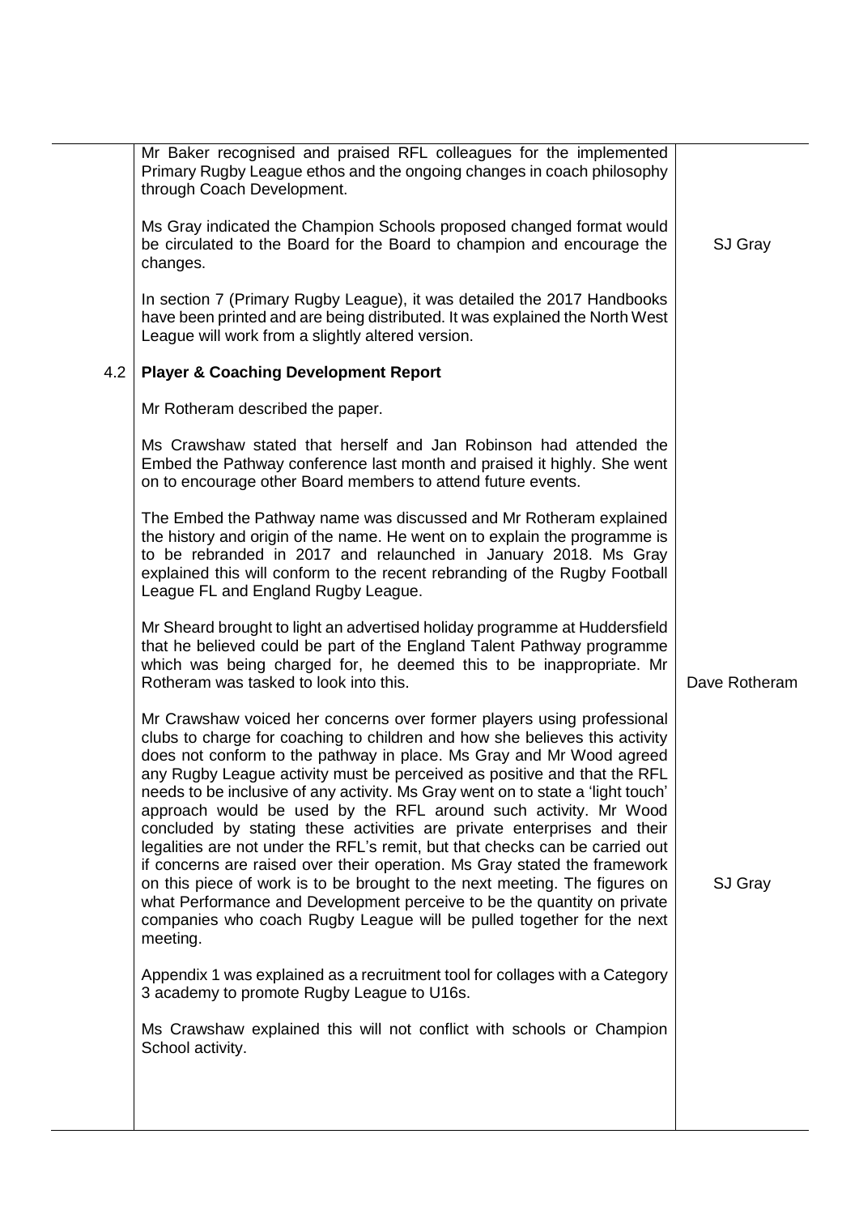| | | |
|---|---|---|
| | Mr Baker recognised and praised RFL colleagues for the implemented Primary Rugby League ethos and the ongoing changes in coach philosophy through Coach Development.<br><br>Ms Gray indicated the Champion Schools proposed changed format would be circulated to the Board for the Board to champion and encourage the changes.<br><br>In section 7 (Primary Rugby League), it was detailed the 2017 Handbooks have been printed and are being distributed. It was explained the North West League will work from a slightly altered version. | <br><br>SJ Gray |
| 4.2 | **Player & Coaching Development Report**<br><br>Mr Rotheram described the paper.<br><br>Ms Crawshaw stated that herself and Jan Robinson had attended the Embed the Pathway conference last month and praised it highly. She went on to encourage other Board members to attend future events.<br><br>The Embed the Pathway name was discussed and Mr Rotheram explained the history and origin of the name. He went on to explain the programme is to be rebranded in 2017 and relaunched in January 2018. Ms Gray explained this will conform to the recent rebranding of the Rugby Football League FL and England Rugby League.<br><br>Mr Sheard brought to light an advertised holiday programme at Huddersfield that he believed could be part of the England Talent Pathway programme which was being charged for, he deemed this to be inappropriate. Mr Rotheram was tasked to look into this.<br><br>Mr Crawshaw voiced her concerns over former players using professional clubs to charge for coaching to children and how she believes this activity does not conform to the pathway in place. Ms Gray and Mr Wood agreed any Rugby League activity must be perceived as positive and that the RFL needs to be inclusive of any activity. Ms Gray went on to state a 'light touch' approach would be used by the RFL around such activity. Mr Wood concluded by stating these activities are private enterprises and their legalities are not under the RFL's remit, but that checks can be carried out if concerns are raised over their operation. Ms Gray stated the framework on this piece of work is to be brought to the next meeting. The figures on what Performance and Development perceive to be the quantity on private companies who coach Rugby League will be pulled together for the next meeting.<br><br>Appendix 1 was explained as a recruitment tool for collages with a Category 3 academy to promote Rugby League to U16s.<br><br>Ms Crawshaw explained this will not conflict with schools or Champion School activity. | <br><br><br><br><br><br><br><br>Dave Rotheram<br><br><br><br>SJ Gray |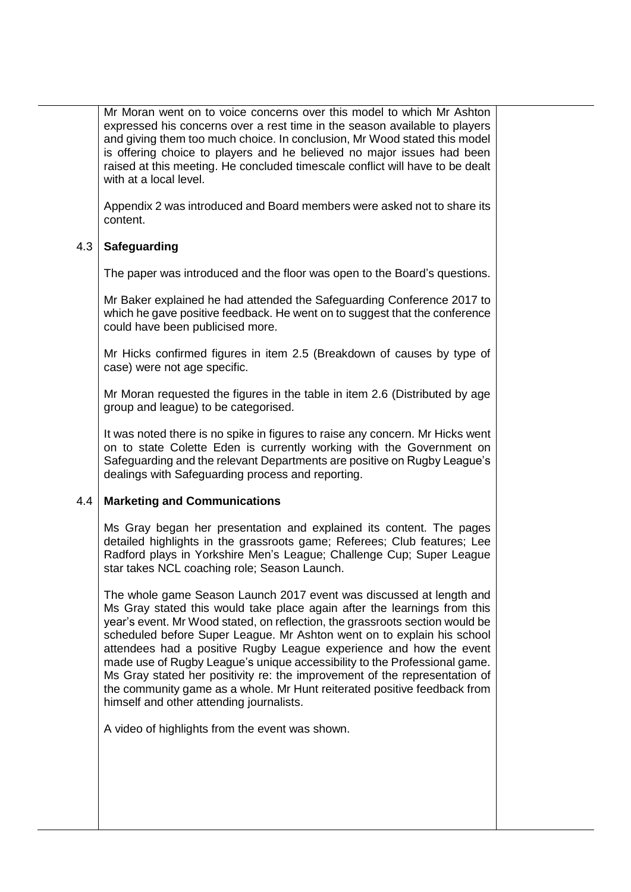Mr Moran went on to voice concerns over this model to which Mr Ashton expressed his concerns over a rest time in the season available to players and giving them too much choice. In conclusion, Mr Wood stated this model is offering choice to players and he believed no major issues had been raised at this meeting. He concluded timescale conflict will have to be dealt with at a local level.

Appendix 2 was introduced and Board members were asked not to share its content.

### 4.3 Safeguarding

The paper was introduced and the floor was open to the Board's questions.

Mr Baker explained he had attended the Safeguarding Conference 2017 to which he gave positive feedback. He went on to suggest that the conference could have been publicised more.

Mr Hicks confirmed figures in item 2.5 (Breakdown of causes by type of case) were not age specific.

Mr Moran requested the figures in the table in item 2.6 (Distributed by age group and league) to be categorised.

It was noted there is no spike in figures to raise any concern. Mr Hicks went on to state Colette Eden is currently working with the Government on Safeguarding and the relevant Departments are positive on Rugby League's dealings with Safeguarding process and reporting.

### 4.4 Marketing and Communications

Ms Gray began her presentation and explained its content. The pages detailed highlights in the grassroots game; Referees; Club features; Lee Radford plays in Yorkshire Men's League; Challenge Cup; Super League star takes NCL coaching role; Season Launch.

The whole game Season Launch 2017 event was discussed at length and Ms Gray stated this would take place again after the learnings from this year's event. Mr Wood stated, on reflection, the grassroots section would be scheduled before Super League. Mr Ashton went on to explain his school attendees had a positive Rugby League experience and how the event made use of Rugby League's unique accessibility to the Professional game. Ms Gray stated her positivity re: the improvement of the representation of the community game as a whole. Mr Hunt reiterated positive feedback from himself and other attending journalists.

A video of highlights from the event was shown.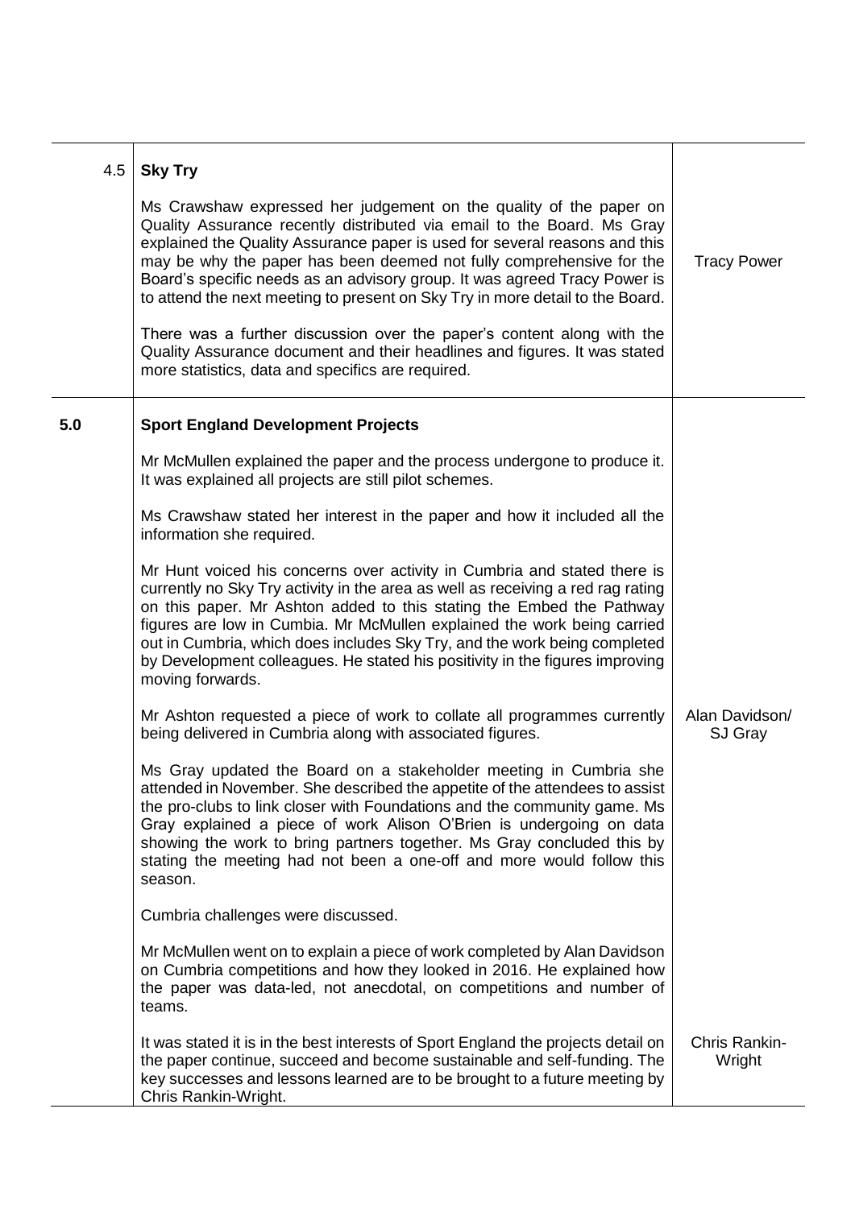| | | |
|---|---|---|
| 4.5 | **Sky Try**<br><br>Ms Crawshaw expressed her judgement on the quality of the paper on Quality Assurance recently distributed via email to the Board. Ms Gray explained the Quality Assurance paper is used for several reasons and this may be why the paper has been deemed not fully comprehensive for the Board's specific needs as an advisory group. It was agreed Tracy Power is to attend the next meeting to present on Sky Try in more detail to the Board.<br><br>There was a further discussion over the paper's content along with the Quality Assurance document and their headlines and figures. It was stated more statistics, data and specifics are required. | Tracy Power |
| **5.0** | **Sport England Development Projects**<br><br>Mr McMullen explained the paper and the process undergone to produce it. It was explained all projects are still pilot schemes.<br><br>Ms Crawshaw stated her interest in the paper and how it included all the information she required.<br><br>Mr Hunt voiced his concerns over activity in Cumbria and stated there is currently no Sky Try activity in the area as well as receiving a red rag rating on this paper. Mr Ashton added to this stating the Embed the Pathway figures are low in Cumbia. Mr McMullen explained the work being carried out in Cumbria, which does includes Sky Try, and the work being completed by Development colleagues. He stated his positivity in the figures improving moving forwards.<br><br>Mr Ashton requested a piece of work to collate all programmes currently being delivered in Cumbria along with associated figures.<br><br>Ms Gray updated the Board on a stakeholder meeting in Cumbria she attended in November. She described the appetite of the attendees to assist the pro-clubs to link closer with Foundations and the community game. Ms Gray explained a piece of work Alison O'Brien is undergoing on data showing the work to bring partners together. Ms Gray concluded this by stating the meeting had not been a one-off and more would follow this season.<br><br>Cumbria challenges were discussed.<br><br>Mr McMullen went on to explain a piece of work completed by Alan Davidson on Cumbria competitions and how they looked in 2016. He explained how the paper was data-led, not anecdotal, on competitions and number of teams.<br><br>It was stated it is in the best interests of Sport England the projects detail on the paper continue, succeed and become sustainable and self-funding. The key successes and lessons learned are to be brought to a future meeting by Chris Rankin-Wright. | Alan Davidson/ SJ Gray<br><br>Chris Rankin-Wright |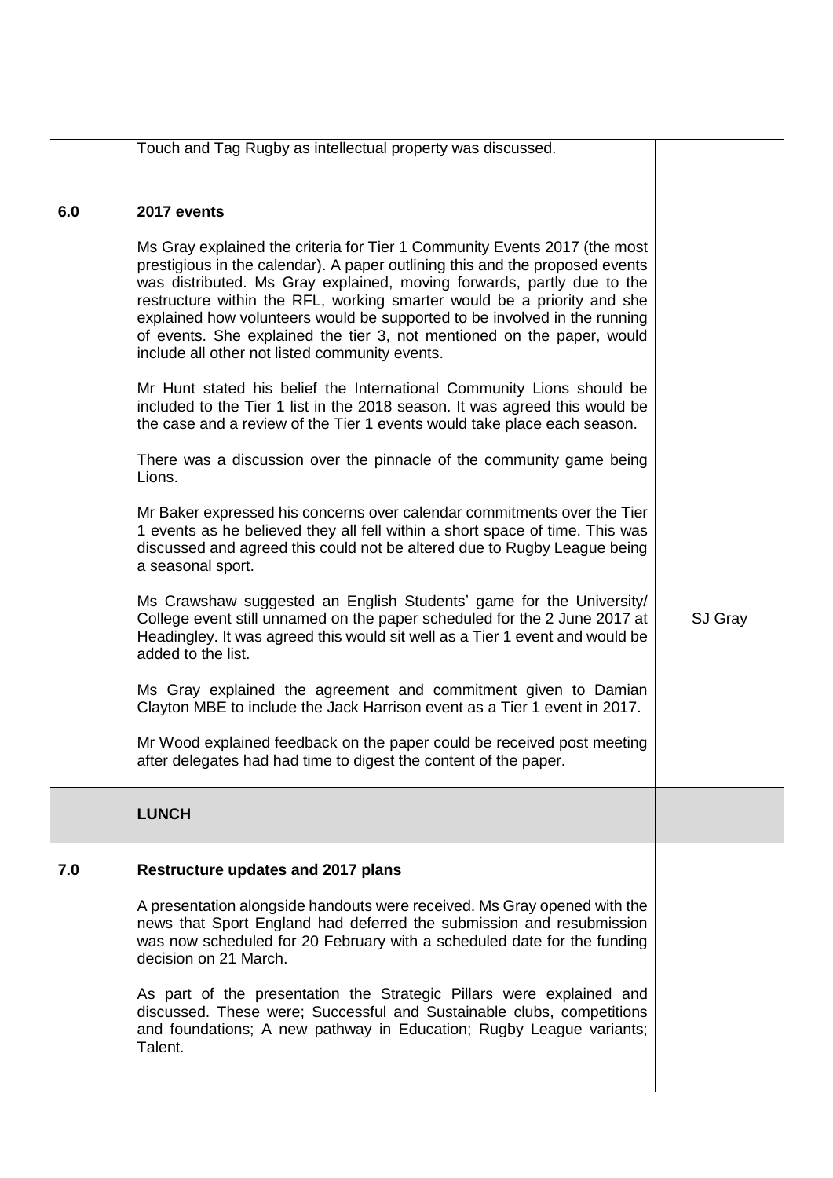|  |  |  |
|---|---|---|
|  | Touch and Tag Rugby as intellectual property was discussed. |  |
| **6.0** | **2017 events**<br><br>Ms Gray explained the criteria for Tier 1 Community Events 2017 (the most prestigious in the calendar). A paper outlining this and the proposed events was distributed. Ms Gray explained, moving forwards, partly due to the restructure within the RFL, working smarter would be a priority and she explained how volunteers would be supported to be involved in the running of events. She explained the tier 3, not mentioned on the paper, would include all other not listed community events.<br><br>Mr Hunt stated his belief the International Community Lions should be included to the Tier 1 list in the 2018 season. It was agreed this would be the case and a review of the Tier 1 events would take place each season.<br><br>There was a discussion over the pinnacle of the community game being Lions.<br><br>Mr Baker expressed his concerns over calendar commitments over the Tier 1 events as he believed they all fell within a short space of time. This was discussed and agreed this could not be altered due to Rugby League being a seasonal sport.<br><br>Ms Crawshaw suggested an English Students' game for the University/ College event still unnamed on the paper scheduled for the 2 June 2017 at Headingley. It was agreed this would sit well as a Tier 1 event and would be added to the list.<br><br>Ms Gray explained the agreement and commitment given to Damian Clayton MBE to include the Jack Harrison event as a Tier 1 event in 2017.<br><br>Mr Wood explained feedback on the paper could be received post meeting after delegates had had time to digest the content of the paper. | SJ Gray |
|  | **LUNCH** |  |
| **7.0** | **Restructure updates and 2017 plans**<br><br>A presentation alongside handouts were received. Ms Gray opened with the news that Sport England had deferred the submission and resubmission was now scheduled for 20 February with a scheduled date for the funding decision on 21 March.<br><br>As part of the presentation the Strategic Pillars were explained and discussed. These were; Successful and Sustainable clubs, competitions and foundations; A new pathway in Education; Rugby League variants; Talent. |  |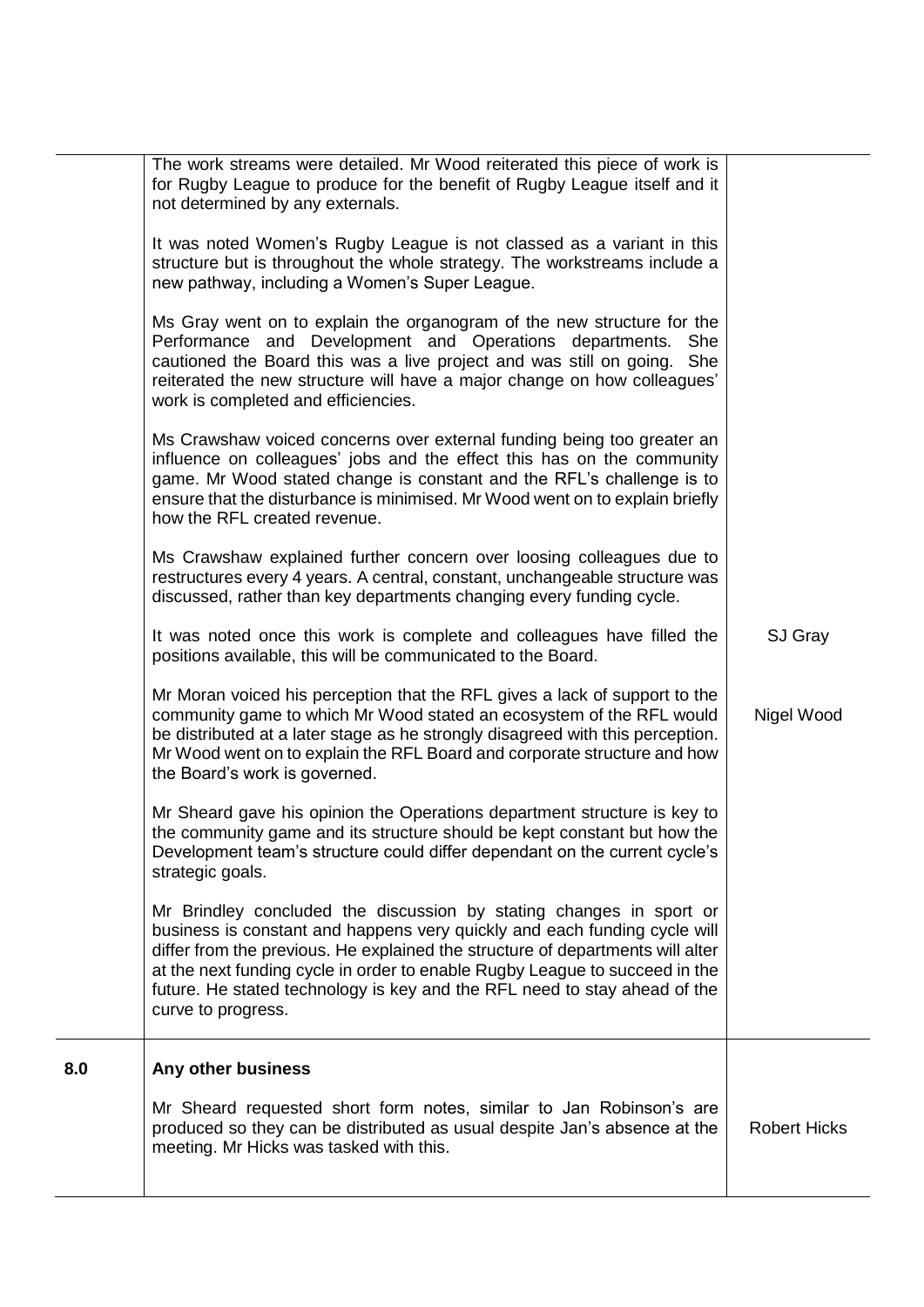| | | |
|---|---|---|
| | The work streams were detailed. Mr Wood reiterated this piece of work is for Rugby League to produce for the benefit of Rugby League itself and it not determined by any externals.<br><br>It was noted Women's Rugby League is not classed as a variant in this structure but is throughout the whole strategy. The workstreams include a new pathway, including a Women's Super League.<br><br>Ms Gray went on to explain the organogram of the new structure for the Performance and Development and Operations departments. She cautioned the Board this was a live project and was still on going. She reiterated the new structure will have a major change on how colleagues' work is completed and efficiencies.<br><br>Ms Crawshaw voiced concerns over external funding being too greater an influence on colleagues' jobs and the effect this has on the community game. Mr Wood stated change is constant and the RFL's challenge is to ensure that the disturbance is minimised. Mr Wood went on to explain briefly how the RFL created revenue.<br><br>Ms Crawshaw explained further concern over loosing colleagues due to restructures every 4 years. A central, constant, unchangeable structure was discussed, rather than key departments changing every funding cycle.<br><br>It was noted once this work is complete and colleagues have filled the positions available, this will be communicated to the Board.<br><br>Mr Moran voiced his perception that the RFL gives a lack of support to the community game to which Mr Wood stated an ecosystem of the RFL would be distributed at a later stage as he strongly disagreed with this perception. Mr Wood went on to explain the RFL Board and corporate structure and how the Board's work is governed.<br><br>Mr Sheard gave his opinion the Operations department structure is key to the community game and its structure should be kept constant but how the Development team's structure could differ dependant on the current cycle's strategic goals.<br><br>Mr Brindley concluded the discussion by stating changes in sport or business is constant and happens very quickly and each funding cycle will differ from the previous. He explained the structure of departments will alter at the next funding cycle in order to enable Rugby League to succeed in the future. He stated technology is key and the RFL need to stay ahead of the curve to progress. | SJ Gray<br><br>Nigel Wood |
| **8.0** | **Any other business**<br><br>Mr Sheard requested short form notes, similar to Jan Robinson's are produced so they can be distributed as usual despite Jan's absence at the meeting. Mr Hicks was tasked with this. | Robert Hicks |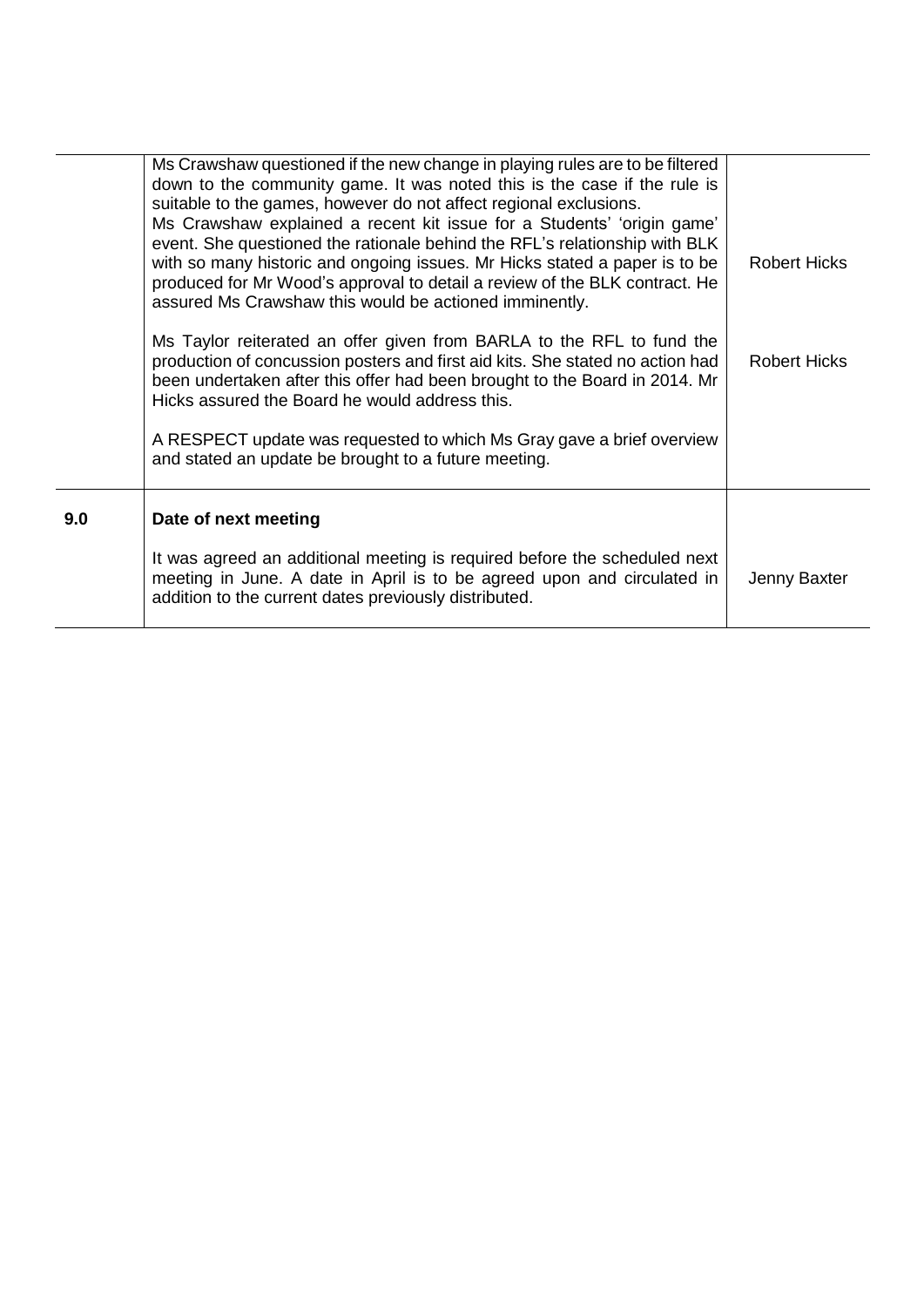| | | |
|---|---|---|
| | Ms Crawshaw questioned if the new change in playing rules are to be filtered down to the community game. It was noted this is the case if the rule is suitable to the games, however do not affect regional exclusions.<br>Ms Crawshaw explained a recent kit issue for a Students' 'origin game' event. She questioned the rationale behind the RFL's relationship with BLK with so many historic and ongoing issues. Mr Hicks stated a paper is to be produced for Mr Wood's approval to detail a review of the BLK contract. He assured Ms Crawshaw this would be actioned imminently. | Robert Hicks |
| | Ms Taylor reiterated an offer given from BARLA to the RFL to fund the production of concussion posters and first aid kits. She stated no action had been undertaken after this offer had been brought to the Board in 2014. Mr Hicks assured the Board he would address this. | Robert Hicks |
| | A RESPECT update was requested to which Ms Gray gave a brief overview and stated an update be brought to a future meeting. | |
| **9.0** | **Date of next meeting**<br><br>It was agreed an additional meeting is required before the scheduled next meeting in June. A date in April is to be agreed upon and circulated in addition to the current dates previously distributed. | Jenny Baxter |